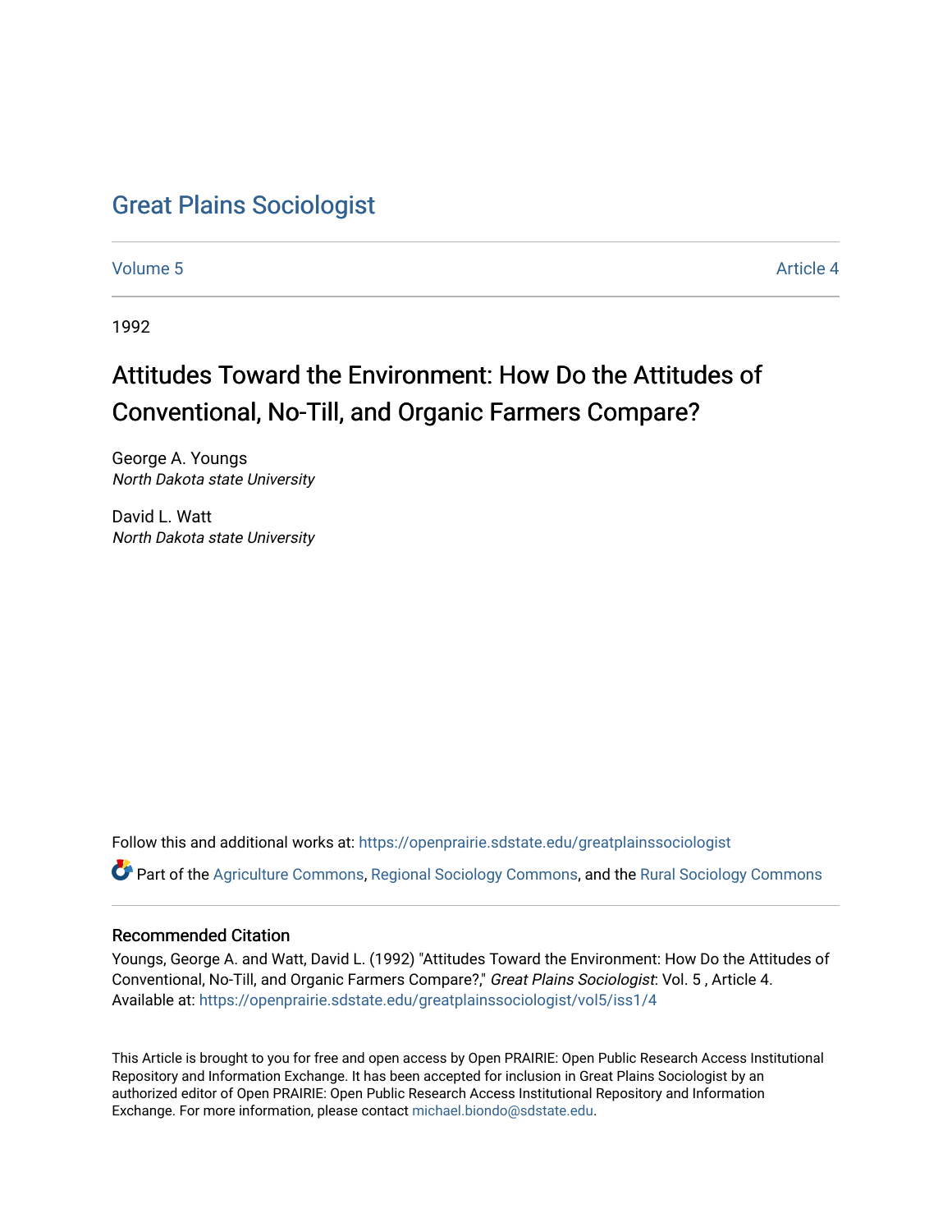# Great Plains Sociologist

Volume 5 Article 4

1992

## Attitudes Toward the Environment: How Do the Attitudes of Conventional, No-Till, and Organic Farmers Compare?

George A. Youngs
*North Dakota state University*

David L. Watt
*North Dakota state University*

Follow this and additional works at: https://openprairie.sdstate.edu/greatplainssociologist

Part of the Agriculture Commons, Regional Sociology Commons, and the Rural Sociology Commons

### Recommended Citation

Youngs, George A. and Watt, David L. (1992) "Attitudes Toward the Environment: How Do the Attitudes of Conventional, No-Till, and Organic Farmers Compare?," *Great Plains Sociologist*: Vol. 5 , Article 4.
Available at: https://openprairie.sdstate.edu/greatplainssociologist/vol5/iss1/4

This Article is brought to you for free and open access by Open PRAIRIE: Open Public Research Access Institutional Repository and Information Exchange. It has been accepted for inclusion in Great Plains Sociologist by an authorized editor of Open PRAIRIE: Open Public Research Access Institutional Repository and Information Exchange. For more information, please contact michael.biondo@sdstate.edu.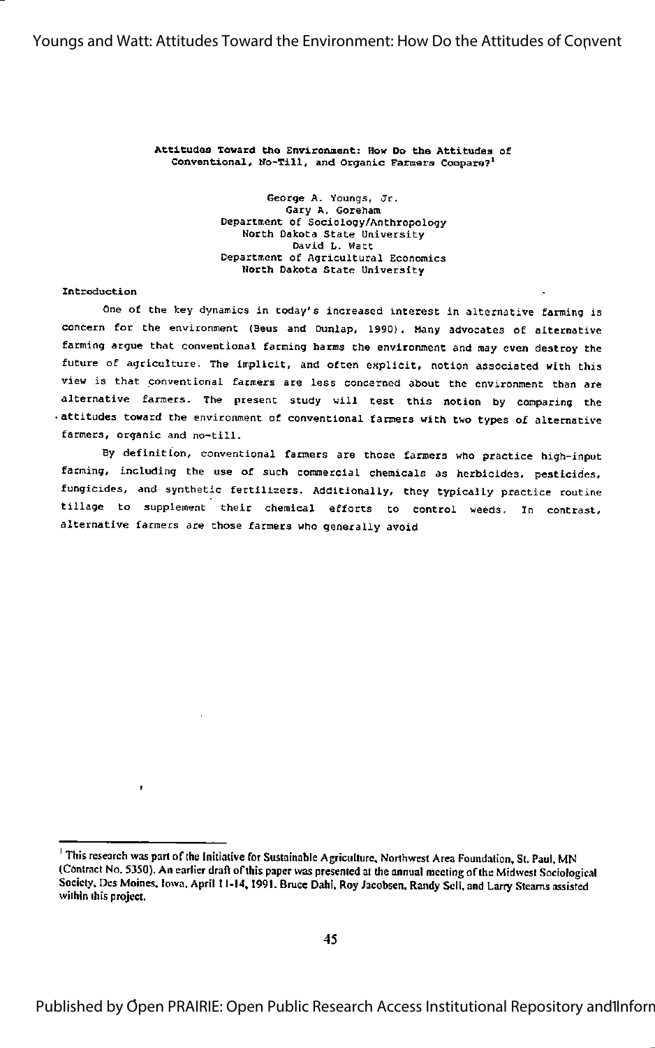# Attitudes Toward the Environment: How Do the Attitudes of Conventional, No-Till, and Organic Farmers Compare?[1]

George A. Youngs, Jr.
Gary A. Goreham
Department of Sociology/Anthropology
North Dakota State University
David L. Watt
Department of Agricultural Economics
North Dakota State University

## Introduction

One of the key dynamics in today's increased interest in alternative farming is concern for the environment (Beus and Dunlap, 1990). Many advocates of alternative farming argue that conventional farming harms the environment and may even destroy the future of agriculture. The implicit, and often explicit, notion associated with this view is that conventional farmers are less concerned about the environment than are alternative farmers. The present study will test this notion by comparing the attitudes toward the environment of conventional farmers with two types of alternative farmers, organic and no-till.

By definition, conventional farmers are those farmers who practice high-input farming, including the use of such commercial chemicals as herbicides, pesticides, fungicides, and synthetic fertilizers. Additionally, they typically practice routine tillage to supplement their chemical efforts to control weeds. In contrast, alternative farmers are those farmers who generally avoid

[1] This research was part of the Initiative for Sustainable Agriculture, Northwest Area Foundation, St. Paul, MN (Contract No. 5350). An earlier draft of this paper was presented at the annual meeting of the Midwest Sociological Society, Des Moines, Iowa, April 11-14, 1991. Bruce Dahl, Roy Jacobsen, Randy Sell, and Larry Stearns assisted within this project.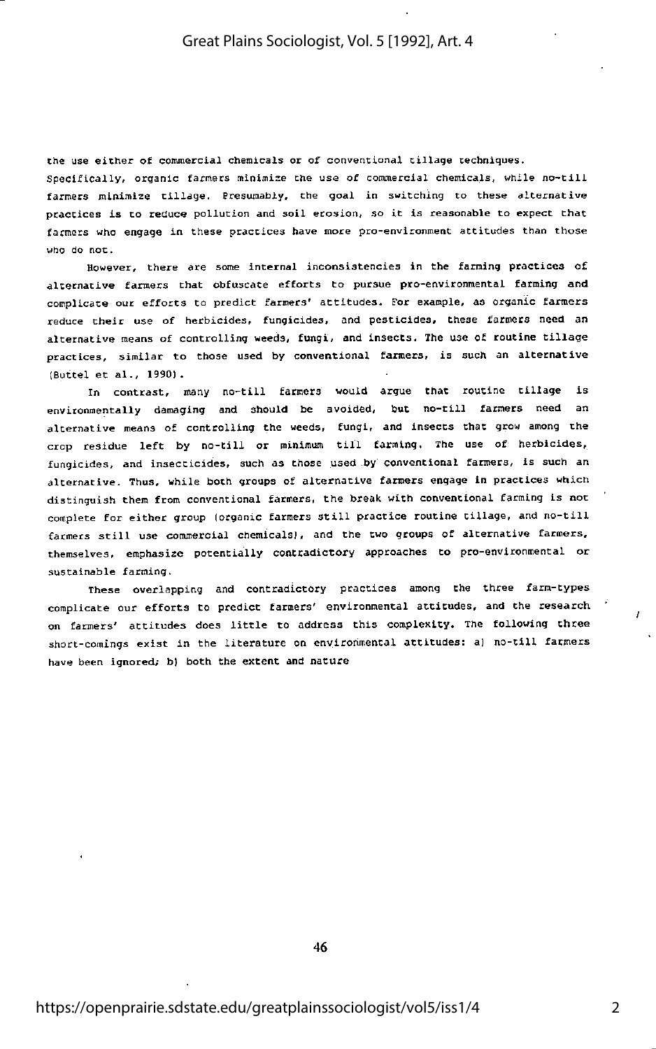the use either of commercial chemicals or of conventional tillage techniques. Specifically, organic farmers minimize the use of commercial chemicals, while no-till farmers minimize tillage. Presumably, the goal in switching to these alternative practices is to reduce pollution and soil erosion, so it is reasonable to expect that farmers who engage in these practices have more pro-environment attitudes than those who do not.

However, there are some internal inconsistencies in the farming practices of alternative farmers that obfuscate efforts to pursue pro-environmental farming and complicate our efforts to predict farmers' attitudes. For example, as organic farmers reduce their use of herbicides, fungicides, and pesticides, these farmers need an alternative means of controlling weeds, fungi, and insects. The use of routine tillage practices, similar to those used by conventional farmers, is such an alternative (Buttel et al., 1990).

In contrast, many no-till farmers would argue that routine tillage is environmentally damaging and should be avoided, but no-till farmers need an alternative means of controlling the weeds, fungi, and insects that grow among the crop residue left by no-till or minimum till farming. The use of herbicides, fungicides, and insecticides, such as those used by conventional farmers, is such an alternative. Thus, while both groups of alternative farmers engage in practices which distinguish them from conventional farmers, the break with conventional farming is not complete for either group (organic farmers still practice routine tillage, and no-till farmers still use commercial chemicals), and the two groups of alternative farmers, themselves, emphasize potentially contradictory approaches to pro-environmental or sustainable farming.

These overlapping and contradictory practices among the three farm-types complicate our efforts to predict farmers' environmental attitudes, and the research on farmers' attitudes does little to address this complexity. The following three short-comings exist in the literature on environmental attitudes: a) no-till farmers have been ignored; b) both the extent and nature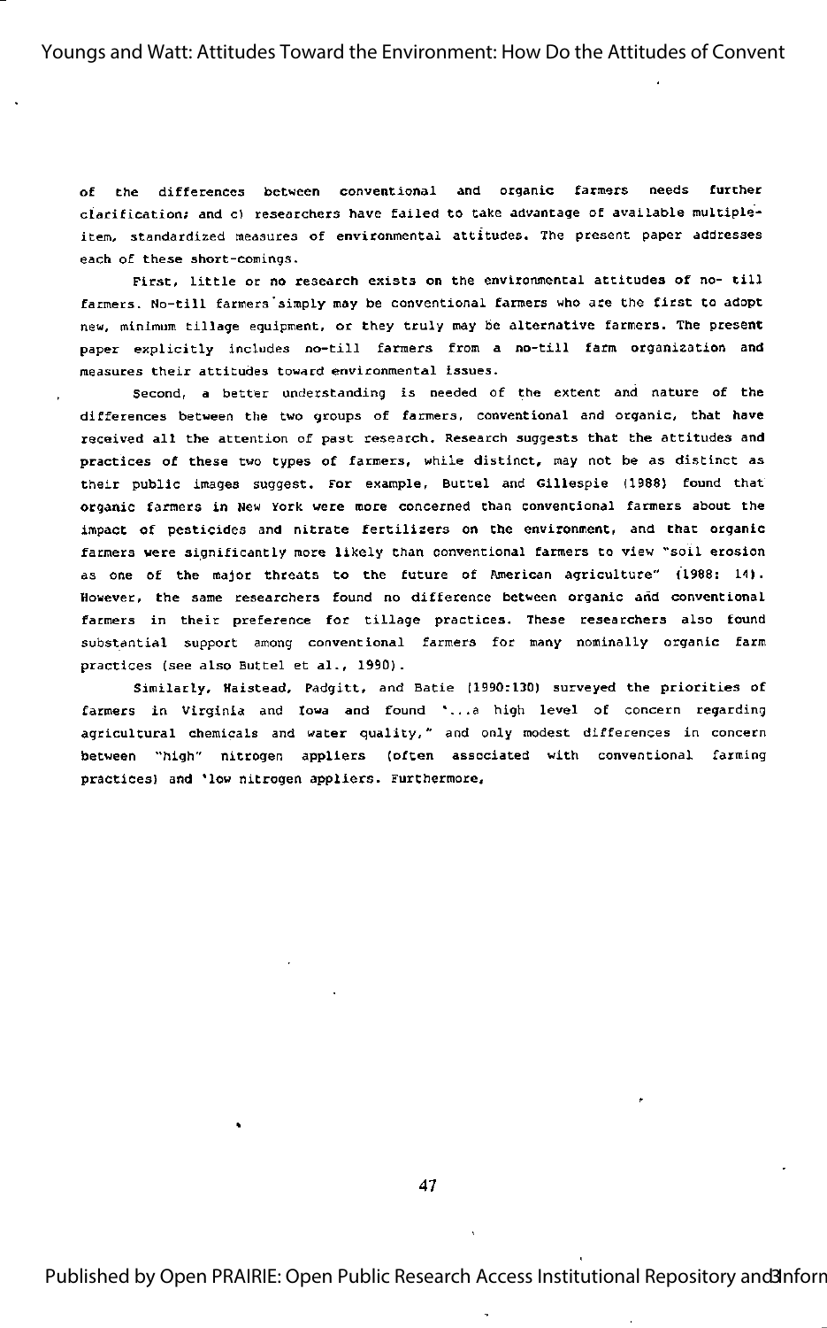of the differences between conventional and organic farmers needs further clarification; and c) researchers have failed to take advantage of available multiple-item, standardized measures of environmental attitudes. The present paper addresses each of these short-comings.

First, little or no research exists on the environmental attitudes of no- till farmers. No-till farmers simply may be conventional farmers who are the first to adopt new, minimum tillage equipment, or they truly may be alternative farmers. The present paper explicitly includes no-till farmers from a no-till farm organization and measures their attitudes toward environmental issues.

Second, a better understanding is needed of the extent and nature of the differences between the two groups of farmers, conventional and organic, that have received all the attention of past research. Research suggests that the attitudes and practices of these two types of farmers, while distinct, may not be as distinct as their public images suggest. For example, Buttel and Gillespie (1988) found that organic farmers in New York were more concerned than conventional farmers about the impact of pesticides and nitrate fertilizers on the environment, and that organic farmers were significantly more likely than conventional farmers to view "soil erosion as one of the major threats to the future of American agriculture" (1988: 14). However, the same researchers found no difference between organic and conventional farmers in their preference for tillage practices. These researchers also found substantial support among conventional farmers for many nominally organic farm practices (see also Buttel et al., 1990).

Similarly, Halstead, Padgitt, and Batie (1990:130) surveyed the priorities of farmers in Virginia and Iowa and found '...a high level of concern regarding agricultural chemicals and water quality," and only modest differences in concern between "high" nitrogen appliers (often associated with conventional farming practices) and 'low nitrogen appliers. Furthermore,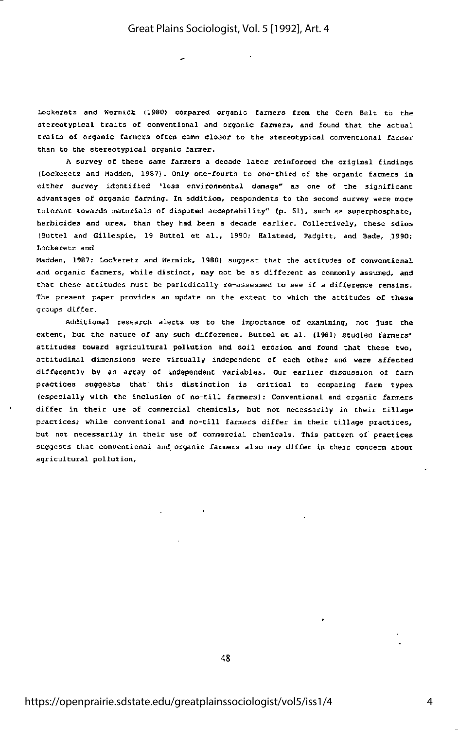Lockeretz and Wernick (1980) compared organic farmers from the Corn Belt to the stereotypical traits of conventional and organic farmers, and found that the actual traits of organic farmers often came closer to the stereotypical conventional farmer than to the stereotypical organic farmer.

A survey of these same farmers a decade later reinforced the original findings (Lockeretz and Madden, 1987). Only one-fourth to one-third of the organic farmers in either survey identified 'less environmental damage" as one of the significant advantages of organic farming. In addition, respondents to the second survey were more tolerant towards materials of disputed acceptability" (p. 61), such as superphosphate, herbicides and urea, than they had been a decade earlier. Collectively, these sdies (Buttel and Gillespie, 19 Buttel et al., 1990; Halstead, Padgitt, and Bade, 1990; Lockeretz and Madden, 1987; Lockeretz and Wernick, 1980) suggest that the attitudes of conventional and organic farmers, while distinct, may not be as different as commonly assumed, and that these attitudes must be periodically re-assessed to see if a difference remains. The present paper provides an update on the extent to which the attitudes of these groups differ.

Additional research alerts us to the importance of examining, not just the extent, but the nature of any such difference. Buttel et al. (1981) studied farmers' attitudes toward agricultural pollution and soil erosion and found that these two, attitudinal dimensions were virtually independent of each other and were affected differently by an array of independent variables. Our earlier discussion of farm practices suggests that this distinction is critical to comparing farm types (especially with the inclusion of no-till farmers): Conventional and organic farmers differ in their use of commercial chemicals, but not necessarily in their tillage practices; while conventional and no-till farmers differ in their tillage practices, but not necessarily in their use of commercial chemicals. This pattern of practices suggests that conventional and organic farmers also may differ in their concern about agricultural pollution,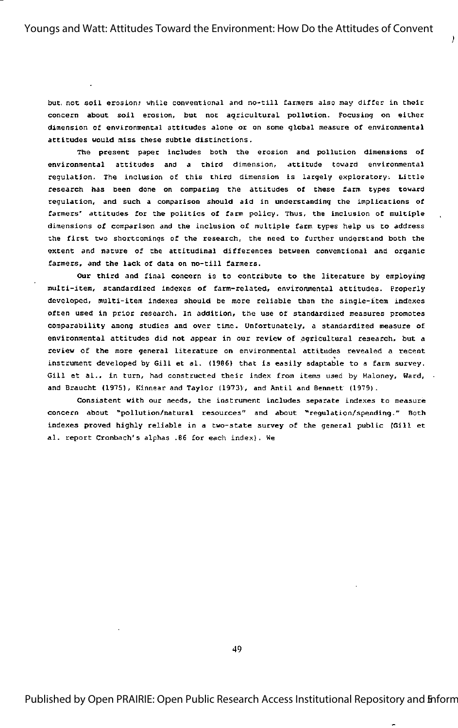but not soil erosion; while conventional and no-till farmers also may differ in their concern about soil erosion, but not agricultural pollution. Focusing on either dimension of environmental attitudes alone or on some global measure of environmental attitudes would miss these subtle distinctions.

The present paper includes both the erosion and pollution dimensions of environmental attitudes and a third dimension, attitude toward environmental regulation. The inclusion of this third dimension is largely exploratory. Little research has been done on comparing the attitudes of these farm types toward regulation, and such a comparison should aid in understanding the implications of farmers' attitudes for the politics of farm policy. Thus, the inclusion of multiple dimensions of comparison and the inclusion of multiple farm types help us to address the first two shortcomings of the research, the need to further understand both the extent and nature of the attitudinal differences between conventional and organic farmers, and the lack of data on no-till farmers.

Our third and final concern is to contribute to the literature by employing multi-item, standardized indexes of farm-related, environmental attitudes. Properly developed, multi-item indexes should be more reliable than the single-item indexes often used in prior research. In addition, the use of standardized measures promotes comparability among studies and over time. Unfortunately, a standardized measure of environmental attitudes did not appear in our review of agricultural research, but a review of the more general literature on environmental attitudes revealed a recent instrument developed by Gill et al. (1986) that is easily adaptable to a farm survey. Gill et al., in turn, had constructed their index from items used by Maloney, Ward, and Braucht (1975), Kinnear and Taylor (1973), and Antil and Bennett (1979).

Consistent with our needs, the instrument includes separate indexes to measure concern about "pollution/natural resources" and about "regulation/spending." Both indexes proved highly reliable in a two-state survey of the general public (Gill et al. report Cronbach's alphas .86 for each index). We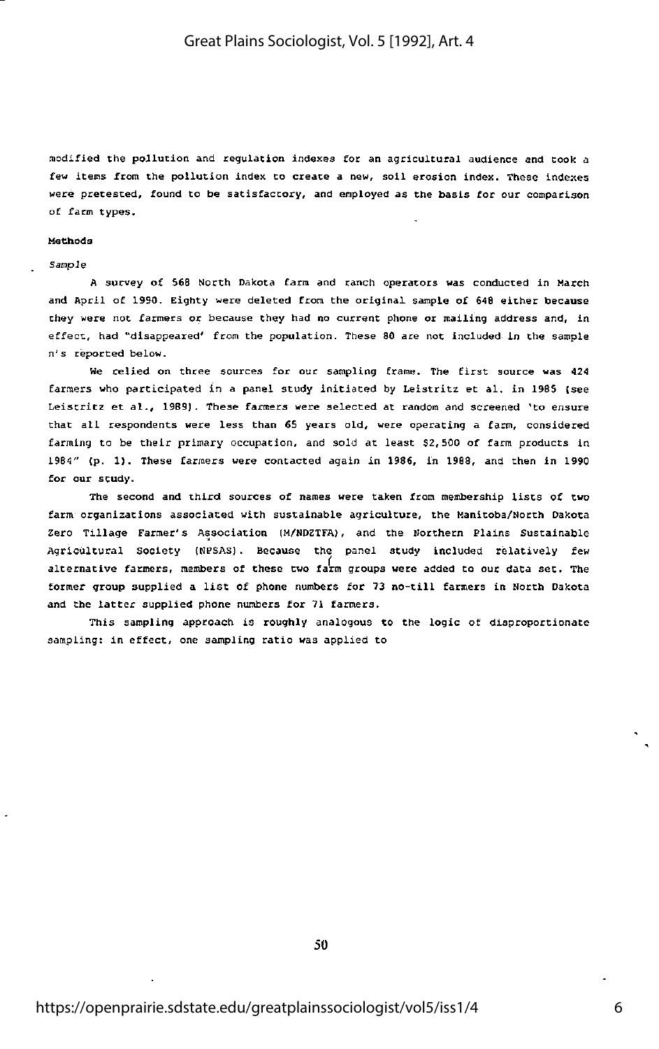modified the pollution and regulation indexes for an agricultural audience and took a few items from the pollution index to create a new, soil erosion index. These indexes were pretested, found to be satisfactory, and employed as the basis for our comparison of farm types.

### Methods

*Sample*

A survey of 568 North Dakota farm and ranch operators was conducted in March and April of 1990. Eighty were deleted from the original sample of 648 either because they were not farmers or because they had no current phone or mailing address and, in effect, had "disappeared' from the population. These 80 are not included in the sample n's reported below.

We relied on three sources for our sampling frame. The first source was 424 farmers who participated in a panel study initiated by Leistritz et al. in 1985 (see Leistritz et al., 1989). These farmers were selected at random and screened 'to ensure that all respondents were less than 65 years old, were operating a farm, considered farming to be their primary occupation, and sold at least $2,500 of farm products in 1984" (p. 1). These farmers were contacted again in 1986, in 1988, and then in 1990 for our study.

The second and third sources of names were taken from membership lists of two farm organizations associated with sustainable agriculture, the Manitoba/North Dakota Zero Tillage Farmer's Association (M/NDZTFA), and the Northern Plains Sustainable Agricultural Society (NPSAS). Because the panel study included relatively few alternative farmers, members of these two farm groups were added to our data set. The former group supplied a list of phone numbers for 73 no-till farmers in North Dakota and the latter supplied phone numbers for 71 farmers.

This sampling approach is roughly analogous to the logic of disproportionate sampling: in effect, one sampling ratio was applied to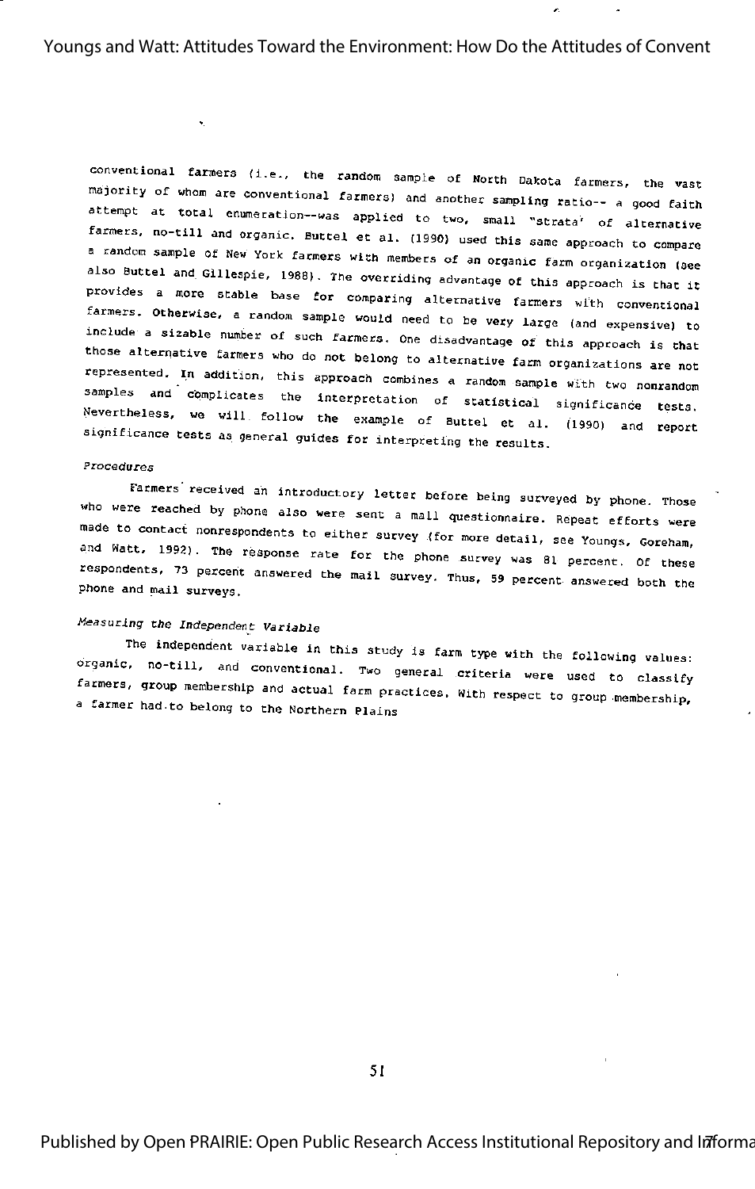conventional farmers (i.e., the random sample of North Dakota farmers, the vast majority of whom are conventional farmers) and another sampling ratio-- a good faith attempt at total enumeration--was applied to two, small "strata' of alternative farmers, no-till and organic. Buttel et al. (1990) used this same approach to compare a random sample of New York farmers with members of an organic farm organization (see also Buttel and Gillespie, 1988). The overriding advantage of this approach is that it provides a more stable base for comparing alternative farmers with conventional farmers. Otherwise, a random sample would need to be very large (and expensive) to include a sizable number of such farmers. One disadvantage of this approach is that those alternative farmers who do not belong to alternative farm organizations are not represented. In addition, this approach combines a random sample with two nonrandom samples and complicates the interpretation of statistical significance tests. Nevertheless, we will follow the example of Buttel et al. (1990) and report significance tests as general guides for interpreting the results.

*Procedures*

Farmers received an introductory letter before being surveyed by phone. Those who were reached by phone also were sent a mail questionnaire. Repeat efforts were made to contact nonrespondents to either survey (for more detail, see Youngs, Goreham, and Watt, 1992). The response rate for the phone survey was 81 percent. Of these respondents, 73 percent answered the mail survey. Thus, 59 percent answered both the phone and mail surveys.

*Measuring the Independent Variable*

The independent variable in this study is farm type with the following values: organic, no-till, and conventional. Two general criteria were used to classify farmers, group membership and actual farm practices. With respect to group membership, a farmer had to belong to the Northern Plains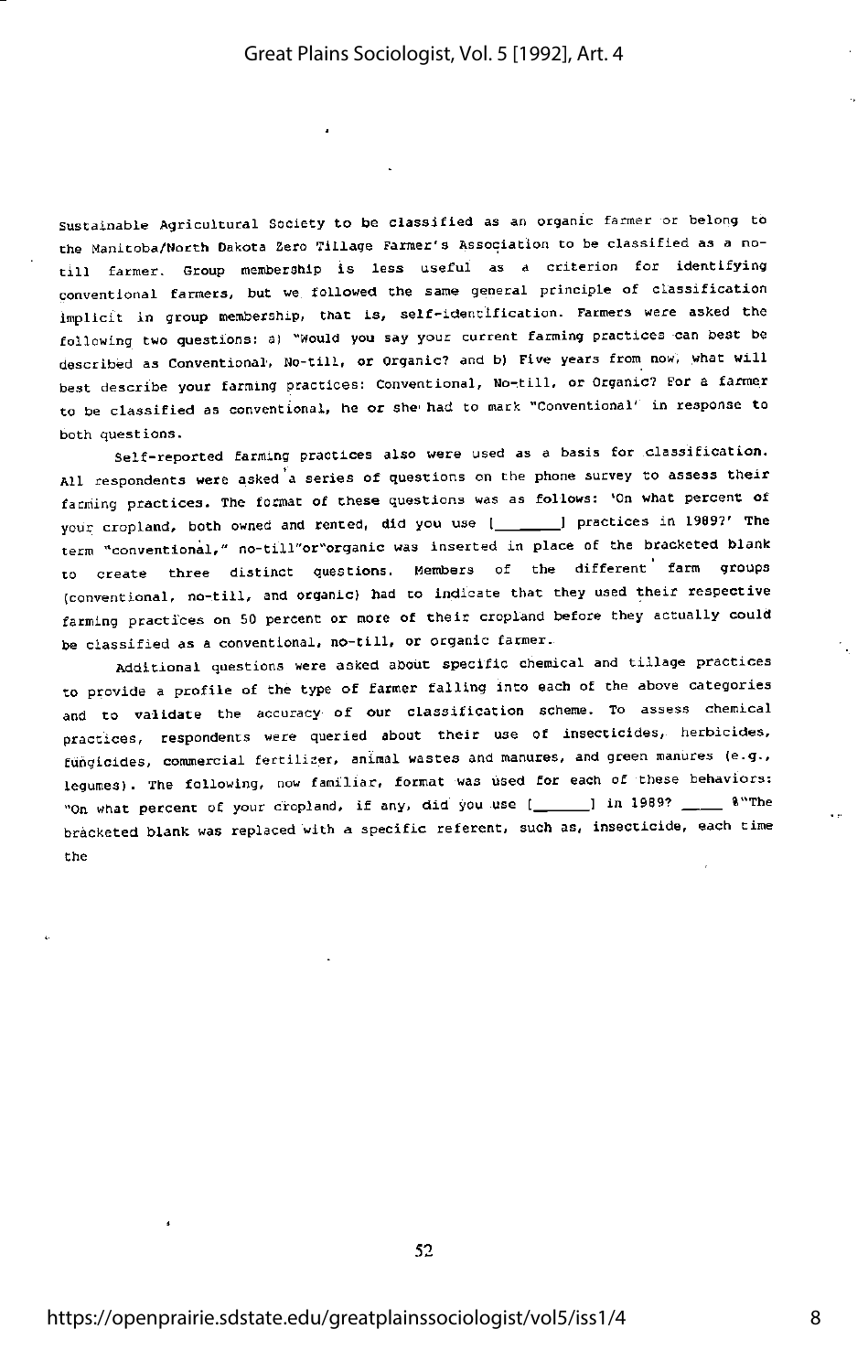Sustainable Agricultural Society to be classified as an organic farmer or belong to the Manitoba/North Dakota Zero Tillage Farmer's Association to be classified as a no-till farmer. Group membership is less useful as a criterion for identifying conventional farmers, but we followed the same general principle of classification implicit in group membership, that is, self-identification. Farmers were asked the following two questions: a) "Would you say your current farming practices can best be described as Conventional, No-till, or Organic? and b) Five years from now, what will best describe your farming practices: Conventional, No-till, or Organic? For a farmer to be classified as conventional, he or she had to mark "Conventional" in response to both questions.

Self-reported farming practices also were used as a basis for classification. All respondents were asked a series of questions on the phone survey to assess their farming practices. The format of these questions was as follows: 'On what percent of your cropland, both owned and rented, did you use [_______] practices in 1989?' The term "conventional," no-till"or"organic was inserted in place of the bracketed blank to create three distinct questions. Members of the different farm groups (conventional, no-till, and organic) had to indicate that they used their respective farming practices on 50 percent or more of their cropland before they actually could be classified as a conventional, no-till, or organic farmer.

Additional questions were asked about specific chemical and tillage practices to provide a profile of the type of farmer falling into each of the above categories and to validate the accuracy of our classification scheme. To assess chemical practices, respondents were queried about their use of insecticides, herbicides, fungicides, commercial fertilizer, animal wastes and manures, and green manures (e.g., legumes). The following, now familiar, format was used for each of these behaviors: "On what percent of your cropland, if any, did you use [______] in 1989? ____ %"The bracketed blank was replaced with a specific referent, such as, insecticide, each time the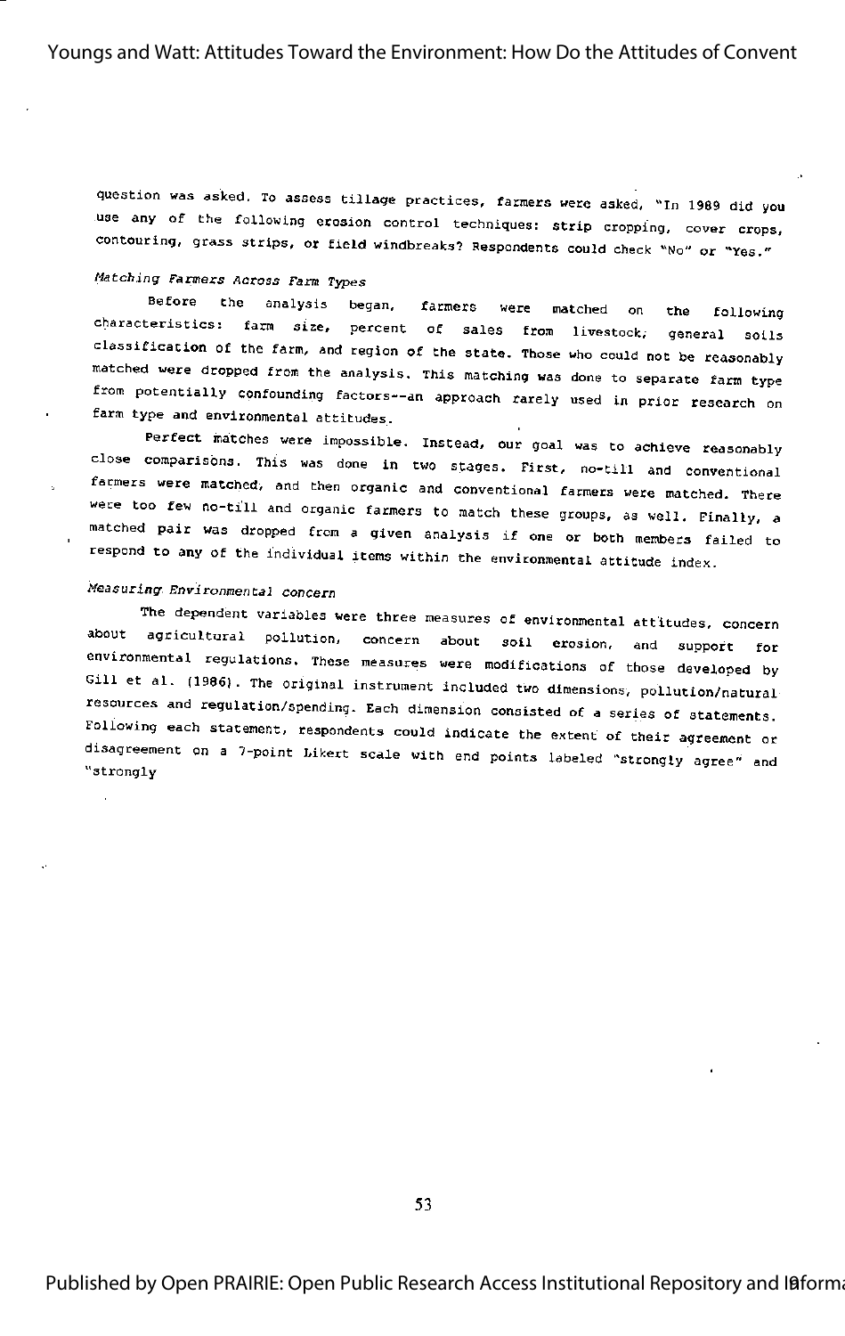question was asked. To assess tillage practices, farmers were asked, "In 1989 did you use any of the following erosion control techniques: strip cropping, cover crops, contouring, grass strips, or field windbreaks? Respondents could check "No" or "Yes."

*Matching Farmers Across Farm Types*

Before the analysis began, farmers were matched on the following characteristics: farm size, percent of sales from livestock, general soils classification of the farm, and region of the state. Those who could not be reasonably matched were dropped from the analysis. This matching was done to separate farm type from potentially confounding factors--an approach rarely used in prior research on farm type and environmental attitudes.

Perfect matches were impossible. Instead, our goal was to achieve reasonably close comparisons. This was done in two stages. First, no-till and conventional farmers were matched, and then organic and conventional farmers were matched. There were too few no-till and organic farmers to match these groups, as well. Finally, a matched pair was dropped from a given analysis if one or both members failed to respond to any of the individual items within the environmental attitude index.

*Measuring Environmental concern*

The dependent variables were three measures of environmental attitudes, concern about agricultural pollution, concern about soil erosion, and support for environmental regulations. These measures were modifications of those developed by Gill et al. (1986). The original instrument included two dimensions, pollution/natural resources and regulation/spending. Each dimension consisted of a series of statements. Following each statement, respondents could indicate the extent of their agreement or disagreement on a 7-point Likert scale with end points labeled "strongly agree" and "strongly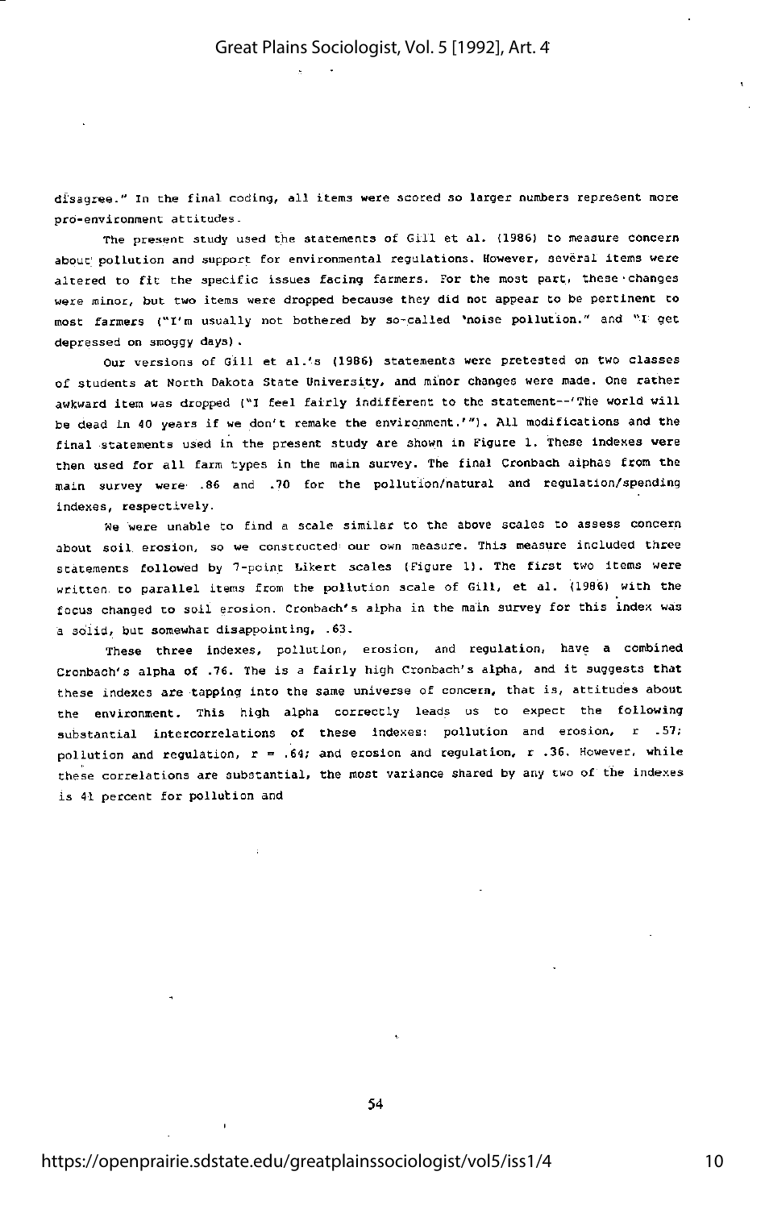disagree." In the final coding, all items were scored so larger numbers represent more pro-environment attitudes.

The present study used the statements of Gill et al. (1986) to measure concern about pollution and support for environmental regulations. However, several items were altered to fit the specific issues facing farmers. For the most part, these changes were minor, but two items were dropped because they did not appear to be pertinent to most farmers ("I'm usually not bothered by so-called 'noise pollution." and "I get depressed on smoggy days).

Our versions of Gill et al.'s (1986) statements were pretested on two classes of students at North Dakota State University, and minor changes were made. One rather awkward item was dropped ("I feel fairly indifferent to the statement--'The world will be dead in 40 years if we don't remake the environment.'"). All modifications and the final statements used in the present study are shown in Figure 1. These indexes were then used for all farm types in the main survey. The final Cronbach alphas from the main survey were .86 and .70 for the pollution/natural and regulation/spending indexes, respectively.

We were unable to find a scale similar to the above scales to assess concern about soil erosion, so we constructed our own measure. This measure included three statements followed by 7-point Likert scales (Figure 1). The first two items were written to parallel items from the pollution scale of Gill, et al. (1986) with the focus changed to soil erosion. Cronbach's alpha in the main survey for this index was a solid, but somewhat disappointing, .63.

These three indexes, pollution, erosion, and regulation, have a combined Cronbach's alpha of .76. The is a fairly high Cronbach's alpha, and it suggests that these indexes are tapping into the same universe of concern, that is, attitudes about the environment. This high alpha correctly leads us to expect the following substantial intercorrelations of these indexes: pollution and erosion, $r$ .57; pollution and regulation, $r = .64$; and erosion and regulation, $r$ .36. However, while these correlations are substantial, the most variance shared by any two of the indexes is 41 percent for pollution and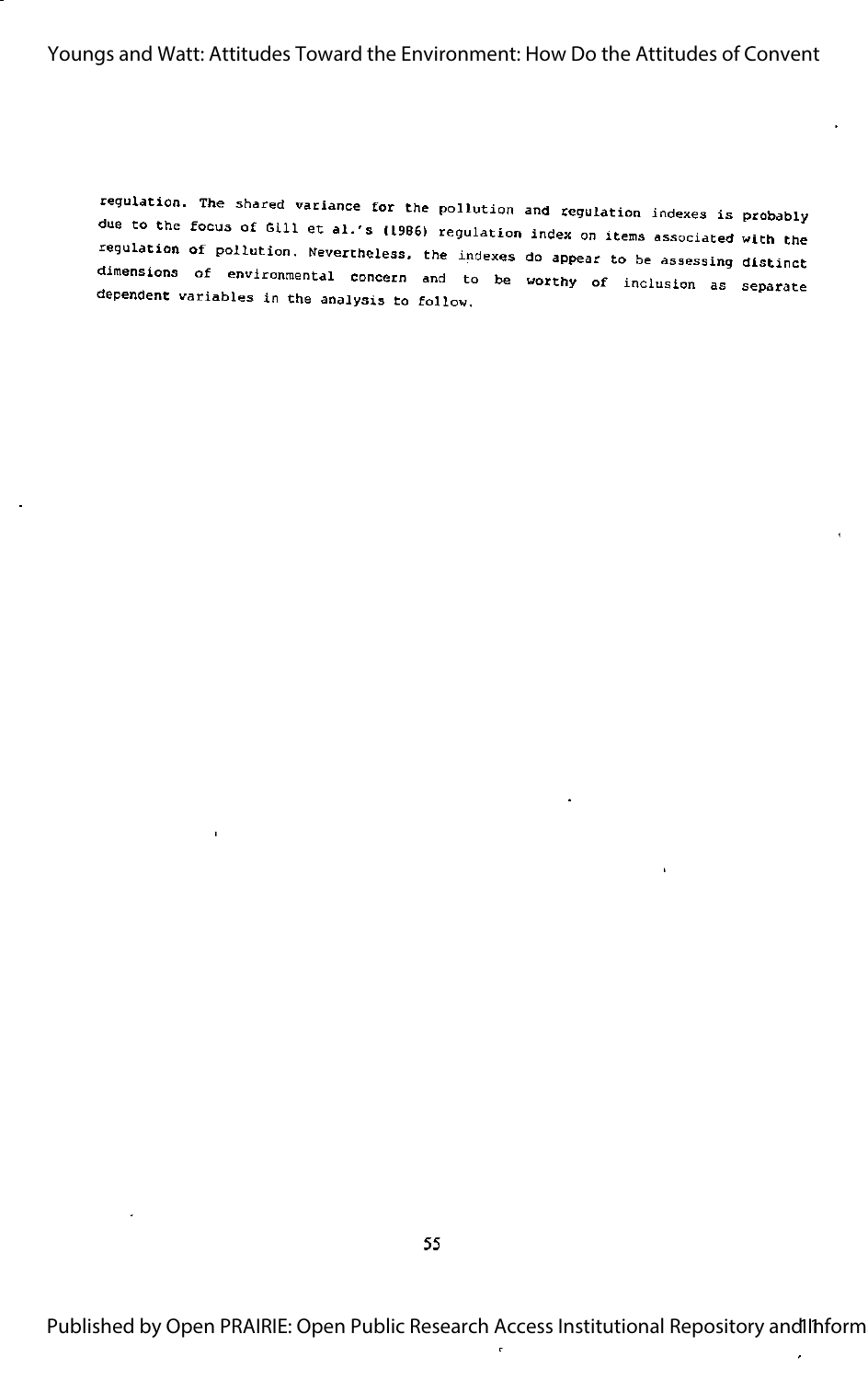regulation. The shared variance for the pollution and regulation indexes is probably due to the focus of Gill et al.'s (1986) regulation index on items associated with the regulation of pollution. Nevertheless, the indexes do appear to be assessing distinct dimensions of environmental concern and to be worthy of inclusion as separate dependent variables in the analysis to follow.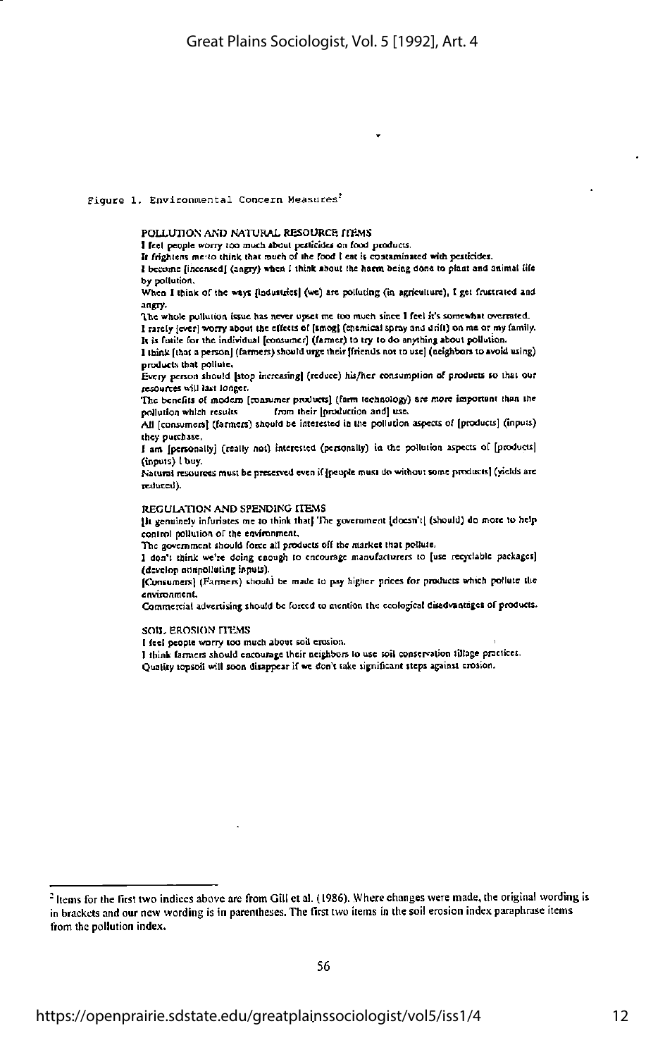Figure 1. Environmental Concern Measures[2]

POLLUTION AND NATURAL RESOURCE ITEMS

I feel people worry too much about pesticides on food products.

It frightens me to think that much of the food I eat is contaminated with pesticides.

I become [incensed] (angry) when I think about the harm being done to plant and animal life by pollution.

When I think of the ways [industries] (we) are polluting (in agriculture), I get frustrated and angry.

The whole pollution issue has never upset me too much since I feel it's somewhat overrated.

I rarely [ever] worry about the effects of [smog] (chemical spray and drift) on me or my family.

It is futile for the individual [consumer] (farmer) to try to do anything about pollution.

I think [that a person] (farmers) should urge their [friends not to use] (neighbors to avoid using) products that pollute.

Every person should [stop increasing] (reduce) his/her consumption of products so that our resources will last longer.

The benefits of modern [consumer products] (farm technology) are more important than the pollution which results from their [production and] use.

All [consumers] (farmers) should be interested in the pollution aspects of [products] (inputs) they purchase.

I am [personally] (really not) interested (personally) in the pollution aspects of [products] (inputs) I buy.

Natural resources must be preserved even if [people must do without some products] (yields are reduced).

REGULATION AND SPENDING ITEMS

[It genuinely infuriates me to think that] The government [doesn't] (should) do more to help control pollution of the environment.

The government should force all products off the market that pollute.

I don't think we're doing enough to encourage manufacturers to [use recyclable packages] (develop nonpolluting inputs).

[Consumers] (Farmers) should be made to pay higher prices for products which pollute the environment.

Commercial advertising should be forced to mention the ecological disadvantages of products.

SOIL EROSION ITEMS

I feel people worry too much about soil erosion.

I think farmers should encourage their neighbors to use soil conservation tillage practices.

Quality topsoil will soon disappear if we don't take significant steps against erosion.

---

[2] Items for the first two indices above are from Gill et al. (1986). Where changes were made, the original wording is in brackets and our new wording is in parentheses. The first two items in the soil erosion index paraphrase items from the pollution index.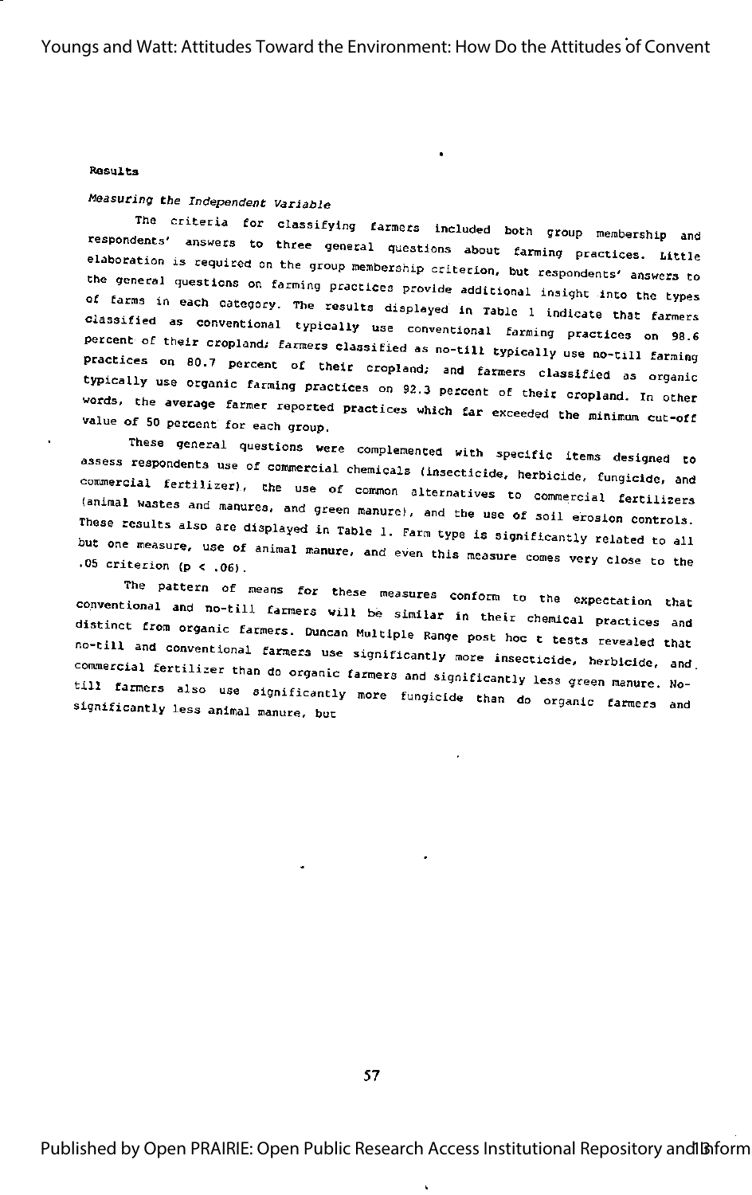## Results

### *Measuring the Independent Variable*

The criteria for classifying farmers included both group membership and respondents' answers to three general questions about farming practices. Little elaboration is required on the group membership criterion, but respondents' answers to the general questions on farming practices provide additional insight into the types of farms in each category. The results displayed in Table 1 indicate that farmers classified as conventional typically use conventional farming practices on 98.6 percent of their cropland; farmers classified as no-till typically use no-till farming practices on 80.7 percent of their cropland; and farmers classified as organic typically use organic farming practices on 92.3 percent of their cropland. In other words, the average farmer reported practices which far exceeded the minimum cut-off value of 50 percent for each group.

These general questions were complemented with specific items designed to assess respondents use of commercial chemicals (insecticide, herbicide, fungicide, and commercial fertilizer), the use of common alternatives to commercial fertilizers (animal wastes and manures, and green manure), and the use of soil erosion controls. These results also are displayed in Table 1. Farm type is significantly related to all but one measure, use of animal manure, and even this measure comes very close to the .05 criterion ($p < .06$).

The pattern of means for these measures conform to the expectation that conventional and no-till farmers will be similar in their chemical practices and distinct from organic farmers. Duncan Multiple Range post hoc t tests revealed that no-till and conventional farmers use significantly more insecticide, herbicide, and commercial fertilizer than do organic farmers and significantly less green manure. No-till farmers also use significantly more fungicide than do organic farmers and significantly less animal manure, but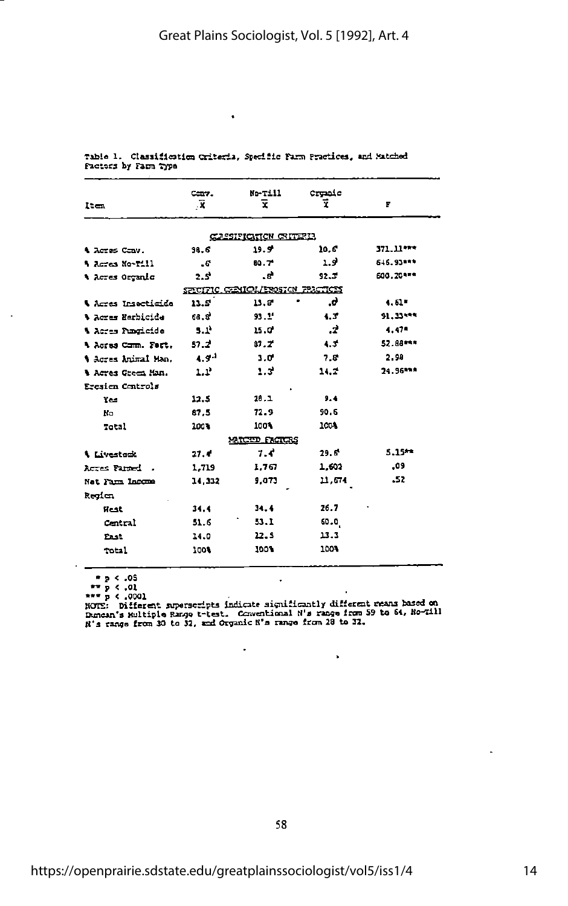Table 1. Classification Criteria, Specific Farm Practices, and Matched Factors by Farm Type

| Item | Conv. $\bar{X}$ | No-Till $\bar{X}$ | Organic $\bar{X}$ | F |
|---|---|---|---|---|
| | | CLASSIFICATION CRITERIA | | |
| % Acres Conv. | 98.6[a] | 19.5[b] | 10.6[c] | 371.11*** |
| % Acres No-Till | .6[c] | 80.7[a] | 1.9[b] | 646.93*** |
| % Acres Organic | 2.5[b] | .8[b] | 92.3[a] | 600.20*** |
| | | SPECIFIC CHEMICAL/EROSION PRACTICES | | |
| % Acres Insecticide | 13.5[a] | 13.8[a] | .0[b] | 4.61* |
| % Acres Herbicide | 68.8[b] | 93.1[a] | 4.3[c] | 91.33*** |
| % Acres Fungicide | 5.1[b] | 15.0[a] | .2[b] | 4.47* |
| % Acres Comm. Fert. | 57.2[b] | 87.2[a] | 4.3[c] | 52.88*** |
| % Acres Animal Man. | 4.9[a,b] | 3.0[b] | 7.8[a] | 2.98 |
| % Acres Green Man. | 1.1[b] | 1.3[b] | 14.2[a] | 24.96*** |
| Erosion Controls | | | | |
| Yes | 12.5 | 28.1 | 9.4 | |
| No | 87.5 | 72.9 | 90.6 | |
| Total | 100% | 100% | 100% | |
| | | MATCHED FACTORS | | |
| % Livestock | 27.4[a] | 7.4[b] | 29.6[a] | 5.15** |
| Acres Farmed | 1,719 | 1,767 | 1,602 | .09 |
| Net Farm Income | 14,332 | 9,073 | 11,674 | .52 |
| Region | | | | |
| West | 34.4 | 34.4 | 26.7 | |
| Central | 51.6 | 53.1 | 60.0 | |
| East | 14.0 | 12.5 | 13.3 | |
| Total | 100% | 100% | 100% | |

\* $p < .05$
\*\* $p < .01$
\*\*\* $p < .0001$

NOTE: Different superscripts indicate significantly different means based on Duncan's Multiple Range t-test. Conventional N's range from 59 to 64, No-Till N's range from 30 to 32, and Organic N's range from 28 to 32.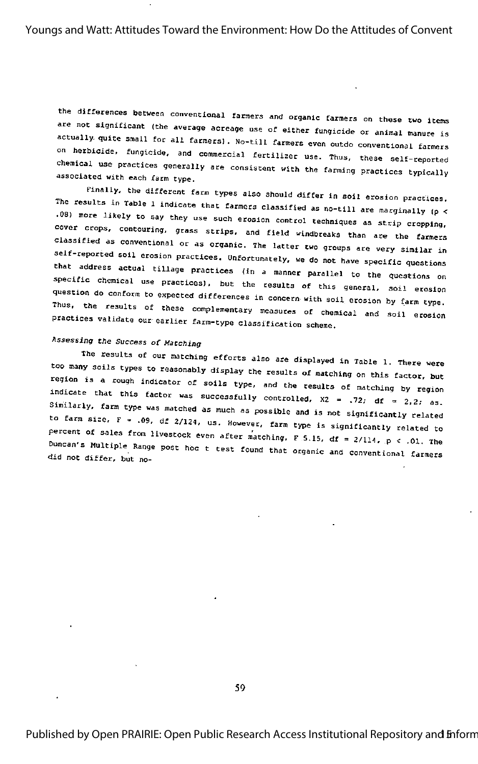the differences between conventional farmers and organic farmers on these two items are not significant (the average acreage use of either fungicide or animal manure is actually quite small for all farmers). No-till farmers even outdo conventional farmers on herbicide, fungicide, and commercial fertilizer use. Thus, these self-reported chemical use practices generally are consistent with the farming practices typically associated with each farm type.

Finally, the different farm types also should differ in soil erosion practices. The results in Table 1 indicate that farmers classified as no-till are marginally ($p < .08$) more likely to say they use such erosion control techniques as strip cropping, cover crops, contouring, grass strips, and field windbreaks than are the farmers classified as conventional or as organic. The latter two groups are very similar in self-reported soil erosion practices. Unfortunately, we do not have specific questions that address actual tillage practices (in a manner parallel to the questions on specific chemical use practices), but the results of this general, soil erosion question do conform to expected differences in concern with soil erosion by farm type. Thus, the results of these complementary measures of chemical and soil erosion practices validate our earlier farm-type classification scheme.

*Assessing the Success of Matching*

The results of our matching efforts also are displayed in Table 1. There were too many soils types to reasonably display the results of matching on this factor, but region is a rough indicator of soils type, and the results of matching by region indicate that this factor was successfully controlled, $X2 = .72$; df = 2,2; as. Similarly, farm type was matched as much as possible and is not significantly related to farm size, $F = .09$, df 2/124, us. However, farm type is significantly related to percent of sales from livestock even after matching, $F$ 5.15, df = 2/114, $p < .01$. The Duncan's Multiple Range post hoc t test found that organic and conventional farmers did not differ, but no-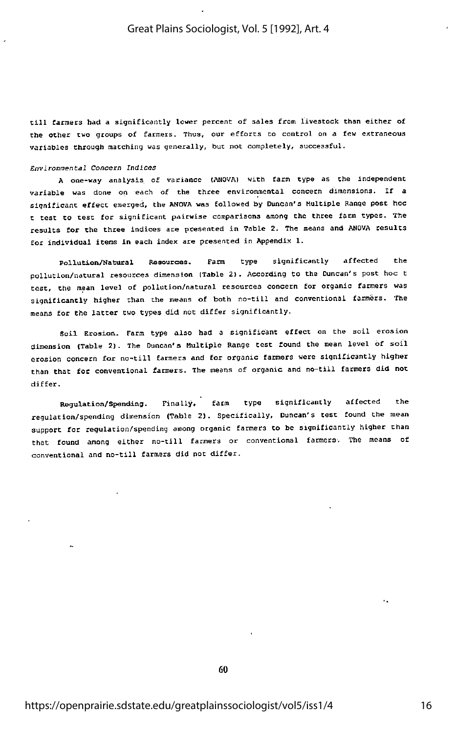till farmers had a significantly lower percent of sales from livestock than either of the other two groups of farmers. Thus, our efforts to control on a few extraneous variables through matching was generally, but not completely, successful.

*Environmental Concern Indices*

A one-way analysis of variance (ANOVA) with farm type as the independent variable was done on each of the three environmental concern dimensions. If a significant effect emerged, the ANOVA was followed by Duncan's Multiple Range post hoc t test to test for significant pairwise comparisons among the three farm types. The results for the three indices are presented in Table 2. The means and ANOVA results for individual items in each index are presented in Appendix 1.

**Pollution/Natural Resources.** Farm type significantly affected the pollution/natural resources dimension (Table 2). According to the Duncan's post hoc t test, the mean level of pollution/natural resources concern for organic farmers was significantly higher than the means of both no-till and conventional farmers. The means for the latter two types did not differ significantly.

**Soil Erosion.** Farm type also had a significant effect on the soil erosion dimension (Table 2). The Duncan's Multiple Range test found the mean level of soil erosion concern for no-till farmers and for organic farmers were significantly higher than that for conventional farmers. The means of organic and no-till farmers did not differ.

**Regulation/Spending.** Finally, farm type significantly affected the regulation/spending dimension (Table 2). Specifically, Duncan's test found the mean support for regulation/spending among organic farmers to be significantly higher than that found among either no-till farmers or conventional farmers. The means of conventional and no-till farmers did not differ.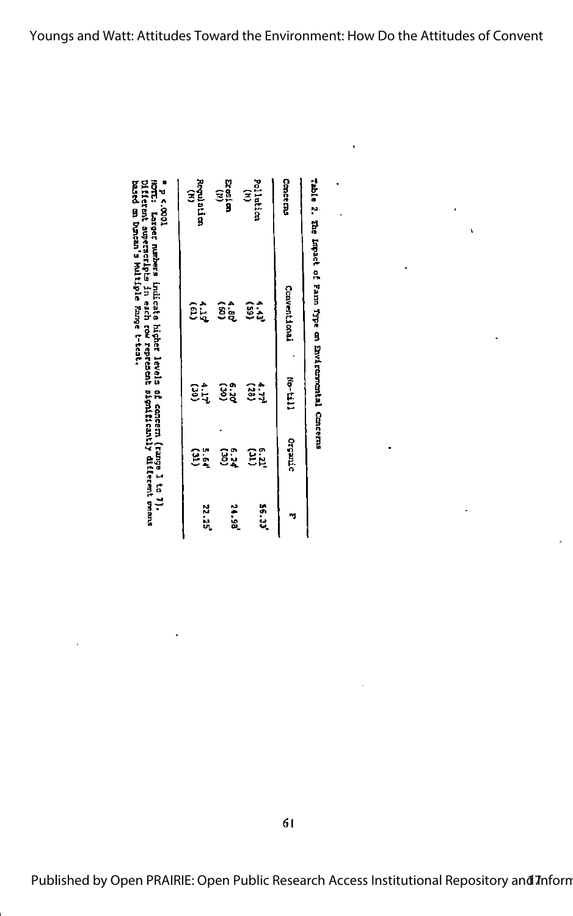Table 2. The Impact of Farm Type on Environmental Concerns

| Concerns | Conventional | No-till | Organic | F |
|---|---|---|---|---|
| Pollution | 4.43[a] | 4.77[a] | 6.21[b] | 56.33* |
| (N) | (59) | (28) | (31) | |
| Erosion | 4.80[a] | 6.20[b] | 6.24[b] | 24.98* |
| (N) | (60) | (30) | (30) | |
| Regulation | 4.15[a] | 4.17[a] | 5.64[b] | 22.25* |
| (N) | (61) | (30) | (31) | |

* $p < .0001$

NOTE: Larger numbers indicate higher levels of concern (range 1 to 7). Different superscripts in each row represent significantly different means based on Duncan's Multiple Range t-test.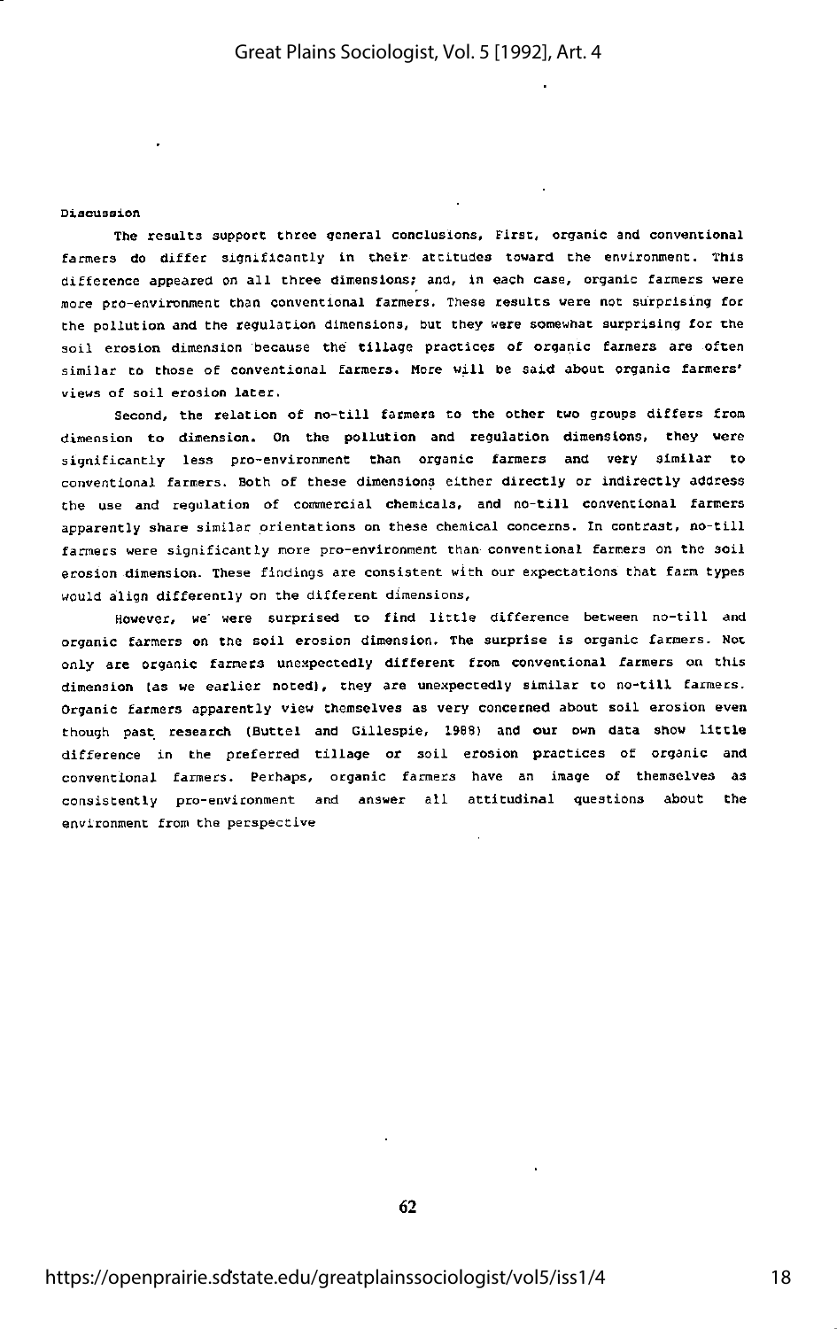## Discussion

The results support three general conclusions. First, organic and conventional farmers do differ significantly in their attitudes toward the environment. This difference appeared on all three dimensions; and, in each case, organic farmers were more pro-environment than conventional farmers. These results were not surprising for the pollution and the regulation dimensions, but they were somewhat surprising for the soil erosion dimension because the tillage practices of organic farmers are often similar to those of conventional farmers. More will be said about organic farmers' views of soil erosion later.

Second, the relation of no-till farmers to the other two groups differs from dimension to dimension. On the pollution and regulation dimensions, they were significantly less pro-environment than organic farmers and very similar to conventional farmers. Both of these dimensions either directly or indirectly address the use and regulation of commercial chemicals, and no-till conventional farmers apparently share similar orientations on these chemical concerns. In contrast, no-till farmers were significantly more pro-environment than conventional farmers on the soil erosion dimension. These findings are consistent with our expectations that farm types would align differently on the different dimensions.

However, we were surprised to find little difference between no-till and organic farmers on the soil erosion dimension. The surprise is organic farmers. Not only are organic farmers unexpectedly different from conventional farmers on this dimension (as we earlier noted), they are unexpectedly similar to no-till farmers. Organic farmers apparently view themselves as very concerned about soil erosion even though past research (Buttel and Gillespie, 1988) and our own data show little difference in the preferred tillage or soil erosion practices of organic and conventional farmers. Perhaps, organic farmers have an image of themselves as consistently pro-environment and answer all attitudinal questions about the environment from the perspective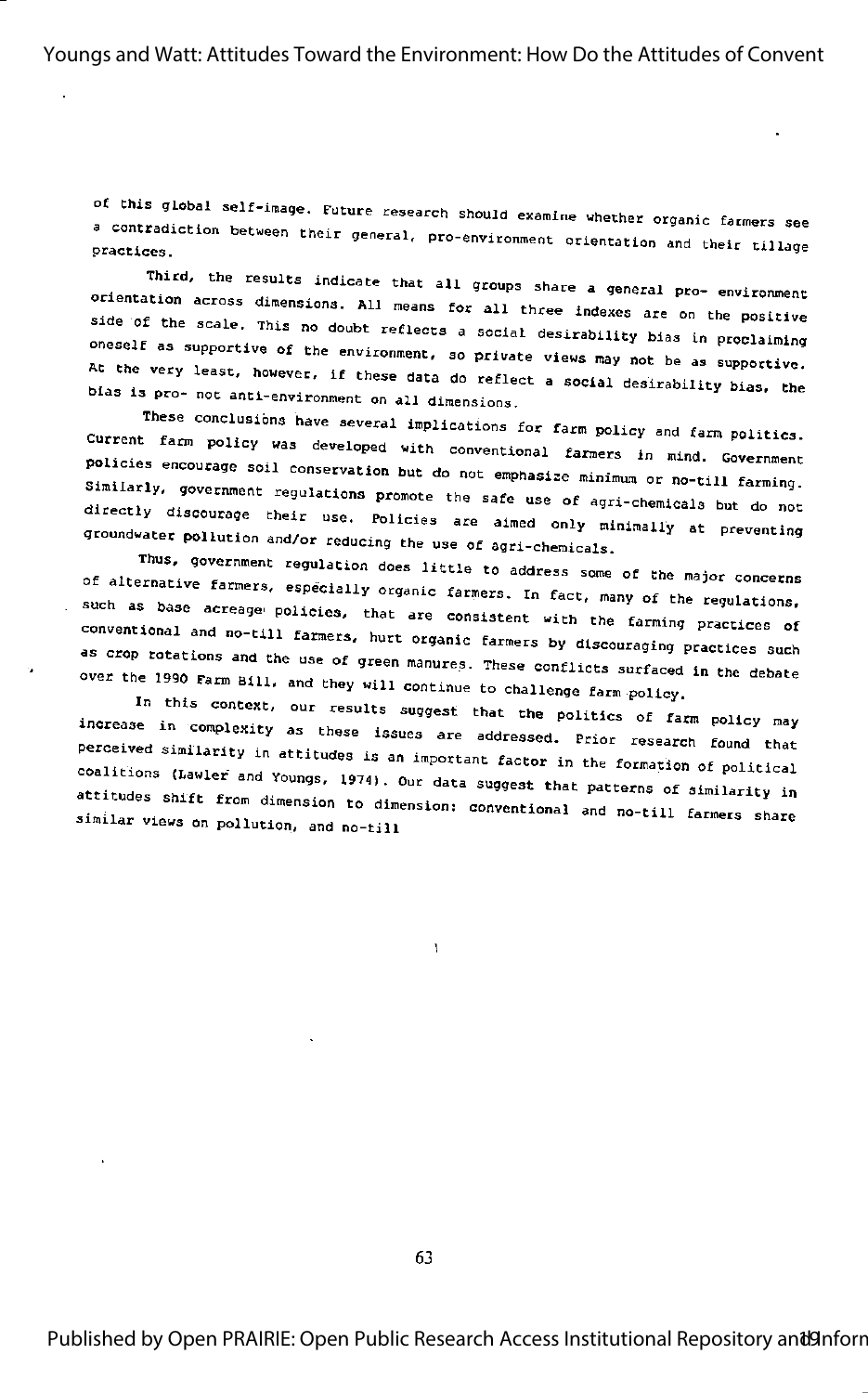of this global self-image. Future research should examine whether organic farmers see a contradiction between their general, pro-environment orientation and their tillage practices.

Third, the results indicate that all groups share a general pro- environment orientation across dimensions. All means for all three indexes are on the positive side of the scale. This no doubt reflects a social desirability bias in proclaiming oneself as supportive of the environment, so private views may not be as supportive. At the very least, however, if these data do reflect a social desirability bias, the bias is pro- not anti-environment on all dimensions.

These conclusions have several implications for farm policy and farm politics. Current farm policy was developed with conventional farmers in mind. Government policies encourage soil conservation but do not emphasize minimum or no-till farming. Similarly, government regulations promote the safe use of agri-chemicals but do not directly discourage their use. Policies are aimed only minimally at preventing groundwater pollution and/or reducing the use of agri-chemicals.

Thus, government regulation does little to address some of the major concerns of alternative farmers, especially organic farmers. In fact, many of the regulations, such as base acreage policies, that are consistent with the farming practices of conventional and no-till farmers, hurt organic farmers by discouraging practices such as crop rotations and the use of green manures. These conflicts surfaced in the debate over the 1990 Farm Bill, and they will continue to challenge farm policy.

In this context, our results suggest that the politics of farm policy may increase in complexity as these issues are addressed. Prior research found that perceived similarity in attitudes is an important factor in the formation of political coalitions (Lawler and Youngs, 1974). Our data suggest that patterns of similarity in attitudes shift from dimension to dimension: conventional and no-till farmers share similar views on pollution, and no-till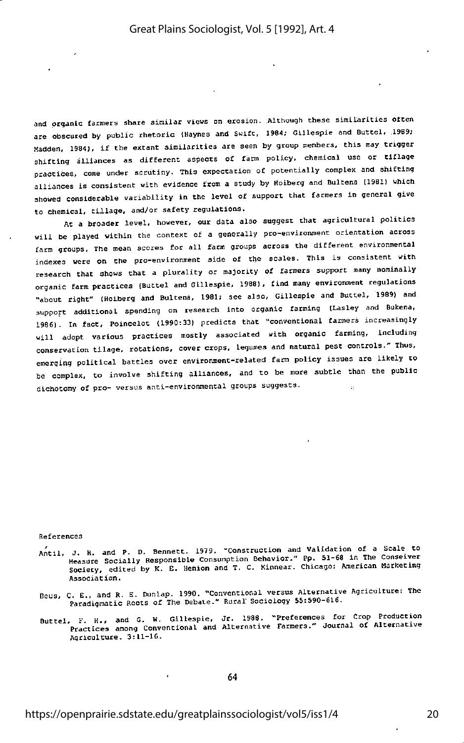and organic farmers share similar views on erosion. Although these similarities often are obscured by public rhetoric (Haynes and Swift, 1984; Gillespie and Buttel, 1989; Madden, 1984), if the extant similarities are seen by group members, this may trigger shifting alliances as different aspects of farm policy, chemical use or tillage practices, come under scrutiny. This expectation of potentially complex and shifting alliances is consistent with evidence from a study by Hoiberg and Bultena (1981) which showed considerable variability in the level of support that farmers in general give to chemical, tillage, and/or safety regulations.

At a broader level, however, our data also suggest that agricultural politics will be played within the context of a generally pro-environment orientation across farm groups. The mean scores for all farm groups across the different environmental indexes were on the pro-environment side of the scales. This is consistent with research that shows that a plurality or majority of farmers support many nominally organic farm practices (Buttel and Gillespie, 1988), find many environment regulations "about right" (Hoiberg and Bultena, 1981; see also, Gillespie and Buttel, 1989) and support additional spending on research into organic farming (Lasley and Bukena, 1986). In fact, Poincelot (1990:33) predicts that "conventional farmers increasingly will adopt various practices mostly associated with organic farming, including conservation tilage, rotations, cover crops, legumes and natural pest controls." Thus, emerging political battles over environment-related farm policy issues are likely to be complex, to involve shifting alliances, and to be more subtle than the public dichotomy of pro- versus anti-environmental groups suggests.

References

Antil, J. H. and P. D. Bennett. 1979. "Construction and Validation of a Scale to Measure Socially Responsible Consumption Behavior." Pp. 51-68 in The Conserver Society, edited by K. E. Henion and T. C. Kinnear. Chicago: American Marketing Association.

Beus, C. E., and R. E. Dunlap. 1990. "Conventional versus Alternative Agriculture: The Paradigmatic Roots of The Debate." Rural Sociology 55:590-616.

Buttel, F. H., and G. W. Gillespie, Jr. 1988. "Preferences for Crop Production Practices among Conventional and Alternative Farmers." Journal of Alternative Agriculture. 3:11-16.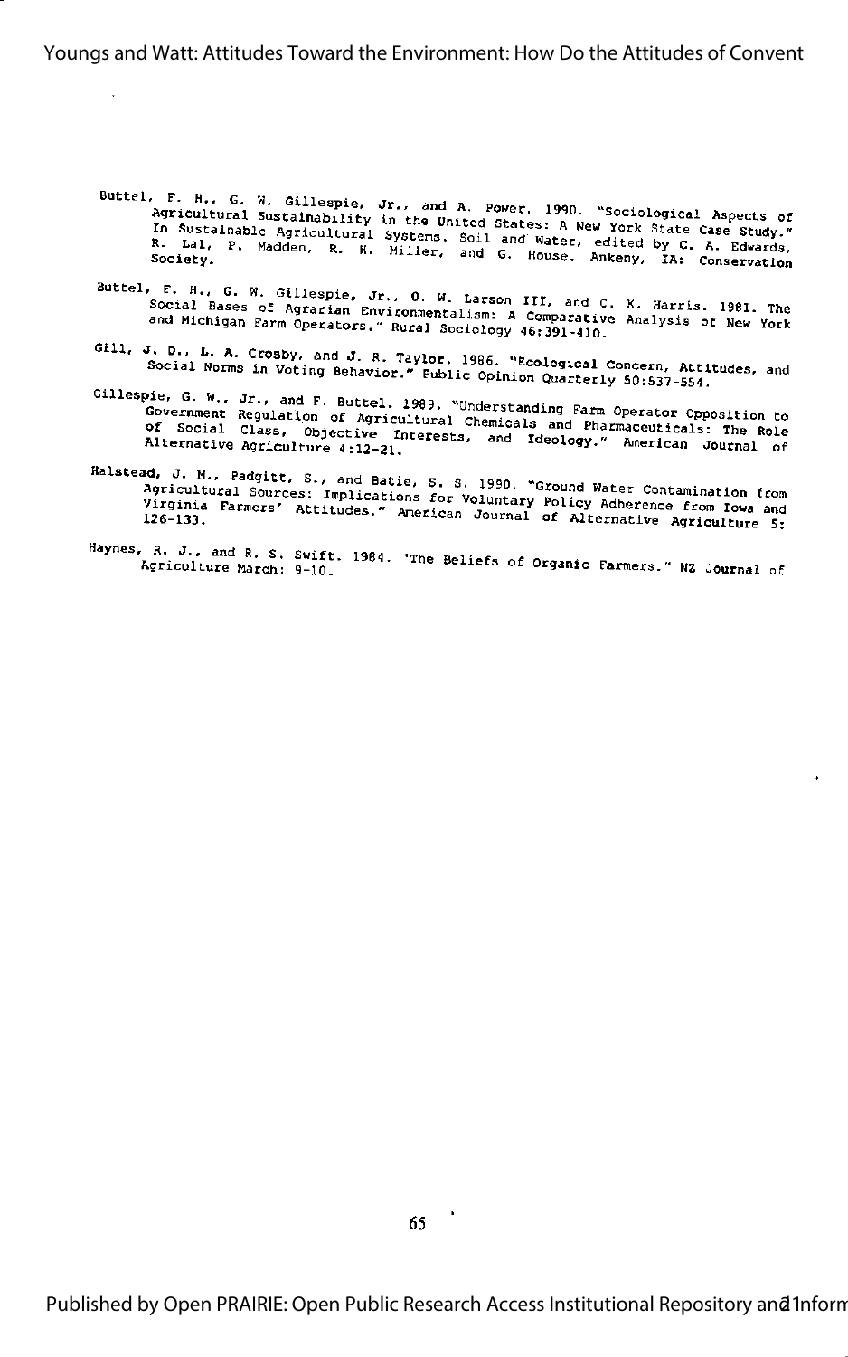Buttel, F. H., G. W. Gillespie, Jr., and A. Power. 1990. "Sociological Aspects of Agricultural Sustainability in the United States: A New York State Case Study." In Sustainable Agricultural Systems. Soil and Water, edited by C. A. Edwards, R. Lal, P. Madden, R. H. Miller, and G. House. Ankeny, IA: Conservation Society.

Buttel, F. H., G. W. Gillespie, Jr., O. W. Larson III, and C. K. Harris. 1981. The Social Bases of Agrarian Environmentalism: A Comparative Analysis of New York and Michigan Farm Operators." Rural Sociology 46:391-410.

Gill, J. D., L. A. Crosby, and J. R. Taylor. 1986. "Ecological Concern, Attitudes, and Social Norms in Voting Behavior." Public Opinion Quarterly 50:537-554.

Gillespie, G. W., Jr., and F. Buttel. 1989. "Understanding Farm Operator Opposition to Government Regulation of Agricultural Chemicals and Pharmaceuticals: The Role of Social Class, Objective Interests, and Ideology." American Journal of Alternative Agriculture 4:12-21.

Halstead, J. M., Padgitt, S., and Batie, S. S. 1990. "Ground Water Contamination from Agricultural Sources: Implications for Voluntary Policy Adherence from Iowa and Virginia Farmers' Attitudes." American Journal of Alternative Agriculture 5: 126-133.

Haynes, R. J., and R. S. Swift. 1984. 'The Beliefs of Organic Farmers." NZ Journal of Agriculture March: 9-10.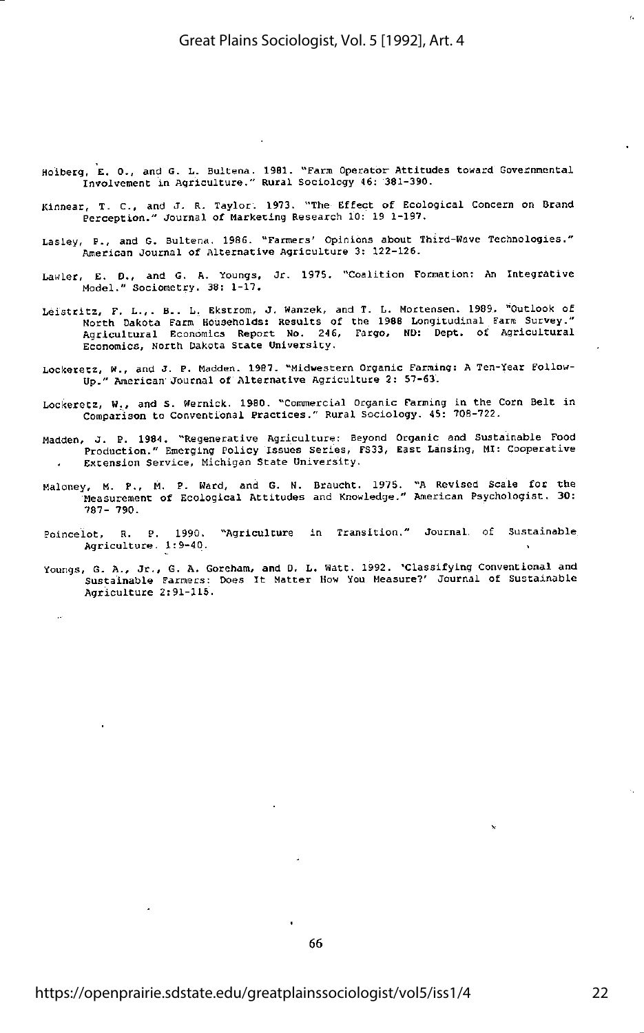Hoiberg, E. O., and G. L. Bultena. 1981. "Farm Operator Attitudes toward Governmental Involvement in Agriculture." Rural Sociology 46: 381-390.

Kinnear, T. C., and J. R. Taylor. 1973. "The Effect of Ecological Concern on Brand Perception." Journal of Marketing Research 10: 19 1-197.

Lasley, P., and G. Bultena. 1986. "Farmers' Opinions about Third-Wave Technologies." American Journal of Alternative Agriculture 3: 122-126.

Lawler, E. D., and G. A. Youngs, Jr. 1975. "Coalition Formation: An Integrative Model." Sociometry. 38: 1-17.

Leistritz, F. L.,. B.. L. Ekstrom, J. Wanzek, and T. L. Mortensen. 1989. "Outlook of North Dakota Farm Households: Results of the 1988 Longitudinal Farm Survey." Agricultural Economics Report No. 246, Fargo, ND: Dept. of Agricultural Economics, North Dakota State University.

Lockeretz, W., and J. P. Madden. 1987. "Midwestern Organic Farming: A Ten-Year Follow-Up." American Journal of Alternative Agriculture 2: 57-63.

Lockeretz, W., and S. Wernick. 1980. "Commercial Organic Farming in the Corn Belt in Comparison to Conventional Practices." Rural Sociology. 45: 708-722.

Madden, J. P. 1984. "Regenerative Agriculture: Beyond Organic and Sustainable Food Production." Emerging Policy Issues Series, FS33, East Lansing, MI: Cooperative Extension Service, Michigan State University.

Maloney, M. P., M. P. Ward, and G. N. Braucht. 1975. "A Revised Scale for the Measurement of Ecological Attitudes and Knowledge." American Psychologist. 30: 787- 790.

Poincelot, R. P. 1990. "Agriculture in Transition." Journal of Sustainable Agriculture. 1:9-40.

Youngs, G. A., Jr., G. A. Goreham, and D. L. Watt. 1992. 'Classifying Conventional and Sustainable Farmers: Does It Matter How You Measure?' Journal of Sustainable Agriculture 2:91-115.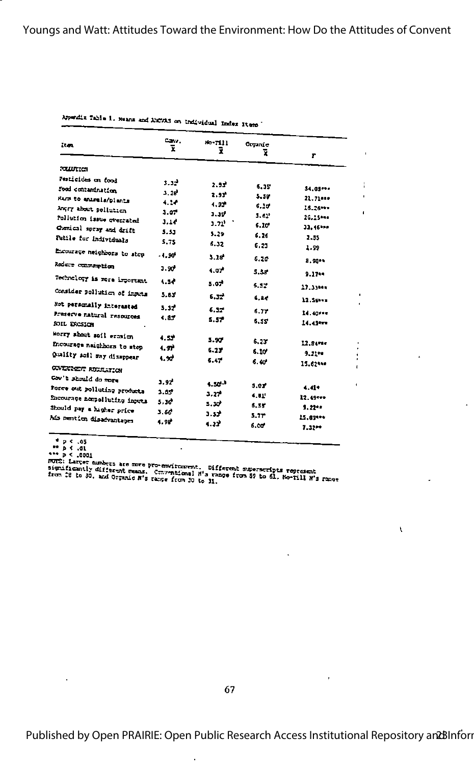Appendix Table 1. Means and ANOVAS on Individual Index Items

| Item | Conv. $\bar{X}$ | No-Till $\bar{X}$ | Organic $\bar{X}$ | F |
|---|---|---|---|---|
| POLLUTION | | | | |
| Pesticides on food | 3.32[a] | 2.93[a] | 6.35[b] | 34.03*** |
| Food contamination | 3.28[a] | 2.93[a] | 5.58[b] | 21.71*** |
| Harm to animals/plants | 4.34[a] | 4.93[a] | 6.30[b] | 18.26*** |
| Angry about pollution | 3.07[a] | 3.38[a] | 5.61[b] | 26.25*** |
| Pollution issue overrated | 3.14[a] | 3.71[b] | 6.10[c] | 33.46*** |
| Chemical spray and drift | 5.53 | 5.29 | 6.26 | 2.55 |
| Futile for individuals | 5.75 | 6.32 | 6.23 | 1.99 |
| Encourage neighbors to stop | 4.90[a] | 5.18[a] | 6.20[b] | 8.98** |
| Reduce consumption | 3.90[a] | 4.07[a] | 5.58[b] | 9.17** |
| Technology is more important | 4.54[a] | 5.07[a] | 6.52[b] | 17.33*** |
| Consider pollution of inputs | 5.83[a] | 6.32[b] | 6.84[c] | 12.58*** |
| Not personally interested | 5.32[a] | 6.32[b] | 6.77[b] | 14.40*** |
| Preserve natural resources | 4.83[a] | 5.57[b] | 6.55[c] | 14.43*** |
| SOIL EROSION | | | | |
| Worry about soil erosion | 4.53[a] | 5.90[b] | 6.23[b] | 12.84*** |
| Encourage neighbors to stop | 4.97[a] | 6.23[b] | 6.10[b] | 9.21** |
| Quality soil may disappear | 4.90[a] | 6.47[b] | 6.40[b] | 15.62*** |
| GOVERNMENT REGULATION | | | | |
| Gov't should do more | 3.92[a] | 4.50[a,b] | 5.03[b] | 4.41* |
| Force out polluting products | 3.05[a] | 3.27[a] | 4.81[b] | 12.49*** |
| Encourage nonpolluting inputs | 5.36[a] | 5.30[a] | 6.58[b] | 5.22** |
| Should pay a higher price | 3.66[a] | 3.53[a] | 5.77[b] | 15.87*** |
| Ads mention disadvantages | 4.98[a] | 4.23[b] | 6.00[c] | 7.32** |

\* $p < .05$
\*\* $p < .01$
\*\*\* $p < .0001$

NOTE: Larger numbers are more pro-environment. Different superscripts represent significantly different means. Conventional N's range from 59 to 61, No-Till N's range from 28 to 30, and Organic N's range from 30 to 31.